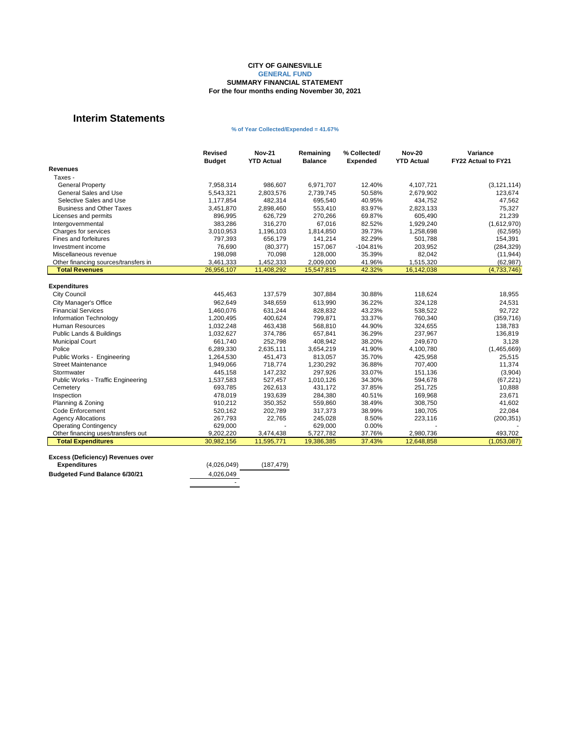**CITY OF GAINESVILLE**
**GENERAL FUND**
**SUMMARY FINANCIAL STATEMENT**
**For the four months ending November 30, 2021**

# Interim Statements

**% of Year Collected/Expended = 41.67%**

| | Revised Budget | Nov-21 YTD Actual | Remaining Balance | % Collected/ Expended | Nov-20 YTD Actual | Variance FY22 Actual to FY21 |
|---|---|---|---|---|---|---|
| **Revenues** | | | | | | |
| Taxes - | | | | | | |
| General Property | 7,958,314 | 986,607 | 6,971,707 | 12.40% | 4,107,721 | (3,121,114) |
| General Sales and Use | 5,543,321 | 2,803,576 | 2,739,745 | 50.58% | 2,679,902 | 123,674 |
| Selective Sales and Use | 1,177,854 | 482,314 | 695,540 | 40.95% | 434,752 | 47,562 |
| Business and Other Taxes | 3,451,870 | 2,898,460 | 553,410 | 83.97% | 2,823,133 | 75,327 |
| Licenses and permits | 896,995 | 626,729 | 270,266 | 69.87% | 605,490 | 21,239 |
| Intergovernmental | 383,286 | 316,270 | 67,016 | 82.52% | 1,929,240 | (1,612,970) |
| Charges for services | 3,010,953 | 1,196,103 | 1,814,850 | 39.73% | 1,258,698 | (62,595) |
| Fines and forfeitures | 797,393 | 656,179 | 141,214 | 82.29% | 501,788 | 154,391 |
| Investment income | 76,690 | (80,377) | 157,067 | -104.81% | 203,952 | (284,329) |
| Miscellaneous revenue | 198,098 | 70,098 | 128,000 | 35.39% | 82,042 | (11,944) |
| Other financing sources/transfers in | 3,461,333 | 1,452,333 | 2,009,000 | 41.96% | 1,515,320 | (62,987) |
| **Total Revenues** | 26,956,107 | 11,408,292 | 15,547,815 | 42.32% | 16,142,038 | (4,733,746) |
| | | | | | | |
| **Expenditures** | | | | | | |
| City Council | 445,463 | 137,579 | 307,884 | 30.88% | 118,624 | 18,955 |
| City Manager's Office | 962,649 | 348,659 | 613,990 | 36.22% | 324,128 | 24,531 |
| Financial Services | 1,460,076 | 631,244 | 828,832 | 43.23% | 538,522 | 92,722 |
| Information Technology | 1,200,495 | 400,624 | 799,871 | 33.37% | 760,340 | (359,716) |
| Human Resources | 1,032,248 | 463,438 | 568,810 | 44.90% | 324,655 | 138,783 |
| Public Lands & Buildings | 1,032,627 | 374,786 | 657,841 | 36.29% | 237,967 | 136,819 |
| Municipal Court | 661,740 | 252,798 | 408,942 | 38.20% | 249,670 | 3,128 |
| Police | 6,289,330 | 2,635,111 | 3,654,219 | 41.90% | 4,100,780 | (1,465,669) |
| Public Works - Engineering | 1,264,530 | 451,473 | 813,057 | 35.70% | 425,958 | 25,515 |
| Street Maintenance | 1,949,066 | 718,774 | 1,230,292 | 36.88% | 707,400 | 11,374 |
| Stormwater | 445,158 | 147,232 | 297,926 | 33.07% | 151,136 | (3,904) |
| Public Works - Traffic Engineering | 1,537,583 | 527,457 | 1,010,126 | 34.30% | 594,678 | (67,221) |
| Cemetery | 693,785 | 262,613 | 431,172 | 37.85% | 251,725 | 10,888 |
| Inspection | 478,019 | 193,639 | 284,380 | 40.51% | 169,968 | 23,671 |
| Planning & Zoning | 910,212 | 350,352 | 559,860 | 38.49% | 308,750 | 41,602 |
| Code Enforcement | 520,162 | 202,789 | 317,373 | 38.99% | 180,705 | 22,084 |
| Agency Allocations | 267,793 | 22,765 | 245,028 | 8.50% | 223,116 | (200,351) |
| Operating Contingency | 629,000 | - | 629,000 | 0.00% | - | - |
| Other financing uses/transfers out | 9,202,220 | 3,474,438 | 5,727,782 | 37.76% | 2,980,736 | 493,702 |
| **Total Expenditures** | 30,982,156 | 11,595,771 | 19,386,385 | 37.43% | 12,648,858 | (1,053,087) |
| | | | | | | |
| **Excess (Deficiency) Revenues over Expenditures** | (4,026,049) | (187,479) | | | | |
| **Budgeted Fund Balance 6/30/21** | 4,026,049 | | | | | |
| | - | | | | | |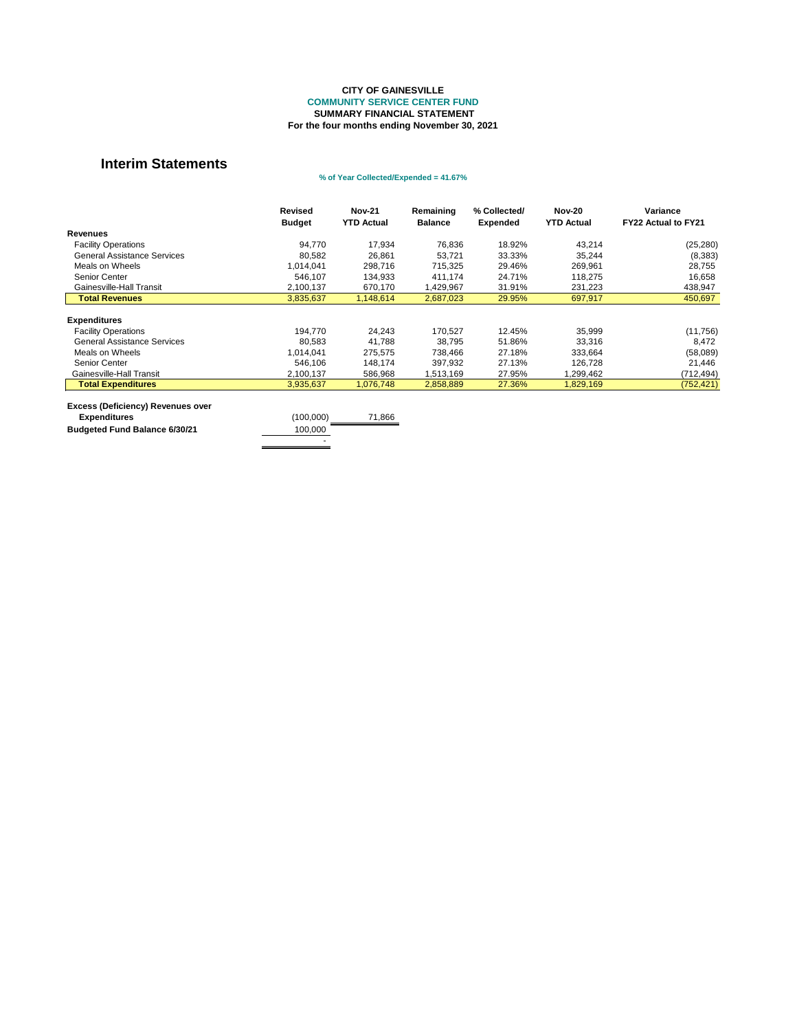**CITY OF GAINESVILLE**
**COMMUNITY SERVICE CENTER FUND**
**SUMMARY FINANCIAL STATEMENT**
**For the four months ending November 30, 2021**

## Interim Statements

**% of Year Collected/Expended = 41.67%**

| | Revised Budget | Nov-21 YTD Actual | Remaining Balance | % Collected/ Expended | Nov-20 YTD Actual | Variance FY22 Actual to FY21 |
|---|---|---|---|---|---|---|
| **Revenues** | | | | | | |
| Facility Operations | 94,770 | 17,934 | 76,836 | 18.92% | 43,214 | (25,280) |
| General Assistance Services | 80,582 | 26,861 | 53,721 | 33.33% | 35,244 | (8,383) |
| Meals on Wheels | 1,014,041 | 298,716 | 715,325 | 29.46% | 269,961 | 28,755 |
| Senior Center | 546,107 | 134,933 | 411,174 | 24.71% | 118,275 | 16,658 |
| Gainesville-Hall Transit | 2,100,137 | 670,170 | 1,429,967 | 31.91% | 231,223 | 438,947 |
| **Total Revenues** | 3,835,637 | 1,148,614 | 2,687,023 | 29.95% | 697,917 | 450,697 |
| **Expenditures** | | | | | | |
| Facility Operations | 194,770 | 24,243 | 170,527 | 12.45% | 35,999 | (11,756) |
| General Assistance Services | 80,583 | 41,788 | 38,795 | 51.86% | 33,316 | 8,472 |
| Meals on Wheels | 1,014,041 | 275,575 | 738,466 | 27.18% | 333,664 | (58,089) |
| Senior Center | 546,106 | 148,174 | 397,932 | 27.13% | 126,728 | 21,446 |
| Gainesville-Hall Transit | 2,100,137 | 586,968 | 1,513,169 | 27.95% | 1,299,462 | (712,494) |
| **Total Expenditures** | 3,935,637 | 1,076,748 | 2,858,889 | 27.36% | 1,829,169 | (752,421) |
| **Excess (Deficiency) Revenues over Expenditures** | (100,000) | 71,866 | | | | |
| **Budgeted Fund Balance 6/30/21** | 100,000 | | | | | |
| | - | | | | | |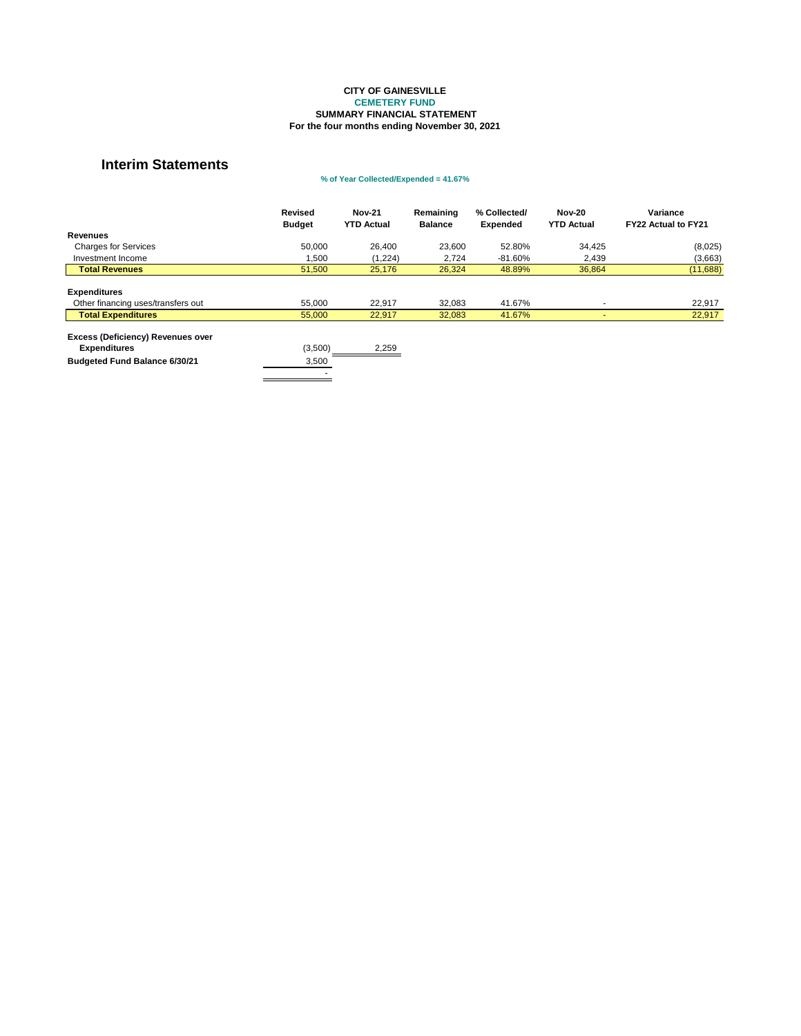**CITY OF GAINESVILLE**
**CEMETERY FUND**
**SUMMARY FINANCIAL STATEMENT**
**For the four months ending November 30, 2021**

## Interim Statements

**% of Year Collected/Expended = 41.67%**

| | Revised Budget | Nov-21 YTD Actual | Remaining Balance | % Collected/ Expended | Nov-20 YTD Actual | Variance FY22 Actual to FY21 |
|---|---|---|---|---|---|---|
| **Revenues** | | | | | | |
| Charges for Services | 50,000 | 26,400 | 23,600 | 52.80% | 34,425 | (8,025) |
| Investment Income | 1,500 | (1,224) | 2,724 | -81.60% | 2,439 | (3,663) |
| **Total Revenues** | 51,500 | 25,176 | 26,324 | 48.89% | 36,864 | (11,688) |
| | | | | | | |
| **Expenditures** | | | | | | |
| Other financing uses/transfers out | 55,000 | 22,917 | 32,083 | 41.67% | - | 22,917 |
| **Total Expenditures** | 55,000 | 22,917 | 32,083 | 41.67% | - | 22,917 |
| | | | | | | |
| **Excess (Deficiency) Revenues over Expenditures** | (3,500) | 2,259 | | | | |
| **Budgeted Fund Balance 6/30/21** | 3,500 | | | | | |
| | - | | | | | |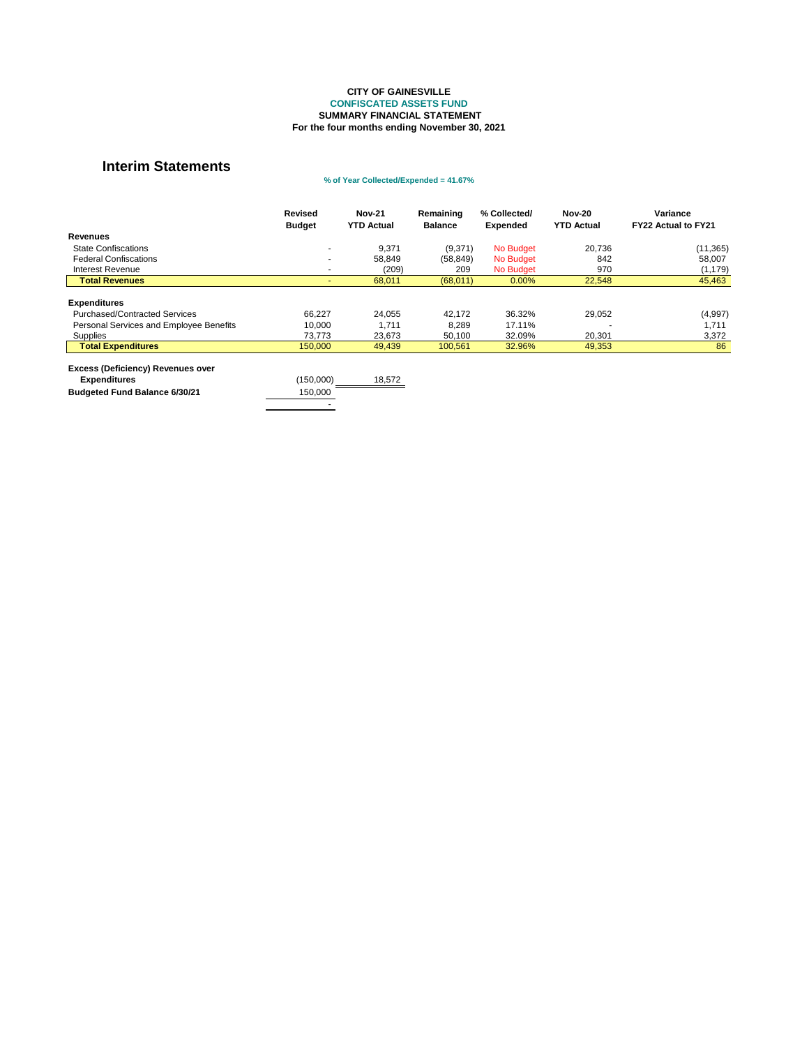**CITY OF GAINESVILLE**
**CONFISCATED ASSETS FUND**
**SUMMARY FINANCIAL STATEMENT**
**For the four months ending November 30, 2021**

## Interim Statements

**% of Year Collected/Expended = 41.67%**

| | Revised Budget | Nov-21 YTD Actual | Remaining Balance | % Collected/ Expended | Nov-20 YTD Actual | Variance FY22 Actual to FY21 |
|---|---|---|---|---|---|---|
| **Revenues** | | | | | | |
| State Confiscations | - | 9,371 | (9,371) | No Budget | 20,736 | (11,365) |
| Federal Confiscations | - | 58,849 | (58,849) | No Budget | 842 | 58,007 |
| Interest Revenue | - | (209) | 209 | No Budget | 970 | (1,179) |
| **Total Revenues** | - | 68,011 | (68,011) | 0.00% | 22,548 | 45,463 |
| **Expenditures** | | | | | | |
| Purchased/Contracted Services | 66,227 | 24,055 | 42,172 | 36.32% | 29,052 | (4,997) |
| Personal Services and Employee Benefits | 10,000 | 1,711 | 8,289 | 17.11% | - | 1,711 |
| Supplies | 73,773 | 23,673 | 50,100 | 32.09% | 20,301 | 3,372 |
| **Total Expenditures** | 150,000 | 49,439 | 100,561 | 32.96% | 49,353 | 86 |
| **Excess (Deficiency) Revenues over Expenditures** | (150,000) | 18,572 | | | | |
| **Budgeted Fund Balance 6/30/21** | 150,000 | | | | | |
| | - | | | | | |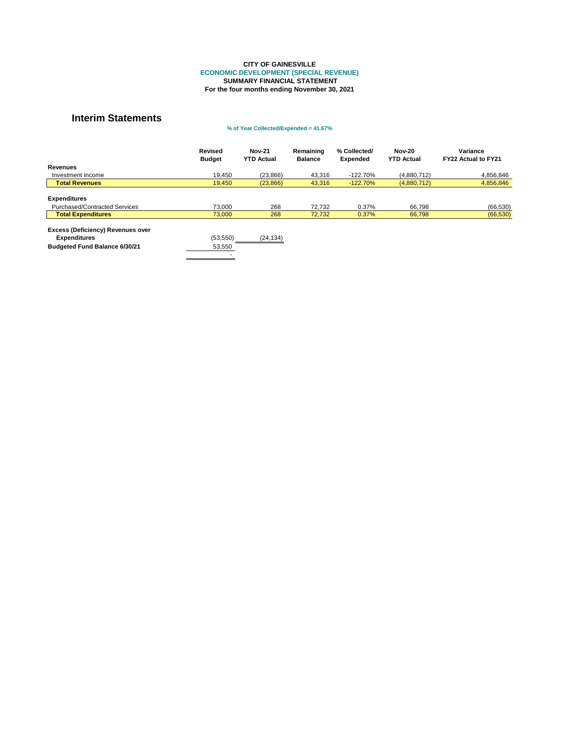**CITY OF GAINESVILLE**
**ECONOMIC DEVELOPMENT (SPECIAL REVENUE)**
**SUMMARY FINANCIAL STATEMENT**
**For the four months ending November 30, 2021**

## Interim Statements

**% of Year Collected/Expended = 41.67%**

| | Revised Budget | Nov-21 YTD Actual | Remaining Balance | % Collected/ Expended | Nov-20 YTD Actual | Variance FY22 Actual to FY21 |
|---|---|---|---|---|---|---|
| **Revenues** | | | | | | |
| Investment Income | 19,450 | (23,866) | 43,316 | -122.70% | (4,880,712) | 4,856,846 |
| **Total Revenues** | 19,450 | (23,866) | 43,316 | -122.70% | (4,880,712) | 4,856,846 |
| | | | | | | |
| **Expenditures** | | | | | | |
| Purchased/Contracted Services | 73,000 | 268 | 72,732 | 0.37% | 66,798 | (66,530) |
| **Total Expenditures** | 73,000 | 268 | 72,732 | 0.37% | 66,798 | (66,530) |
| | | | | | | |
| **Excess (Deficiency) Revenues over Expenditures** | (53,550) | (24,134) | | | | |
| **Budgeted Fund Balance 6/30/21** | 53,550 | | | | | |
| | - | | | | | |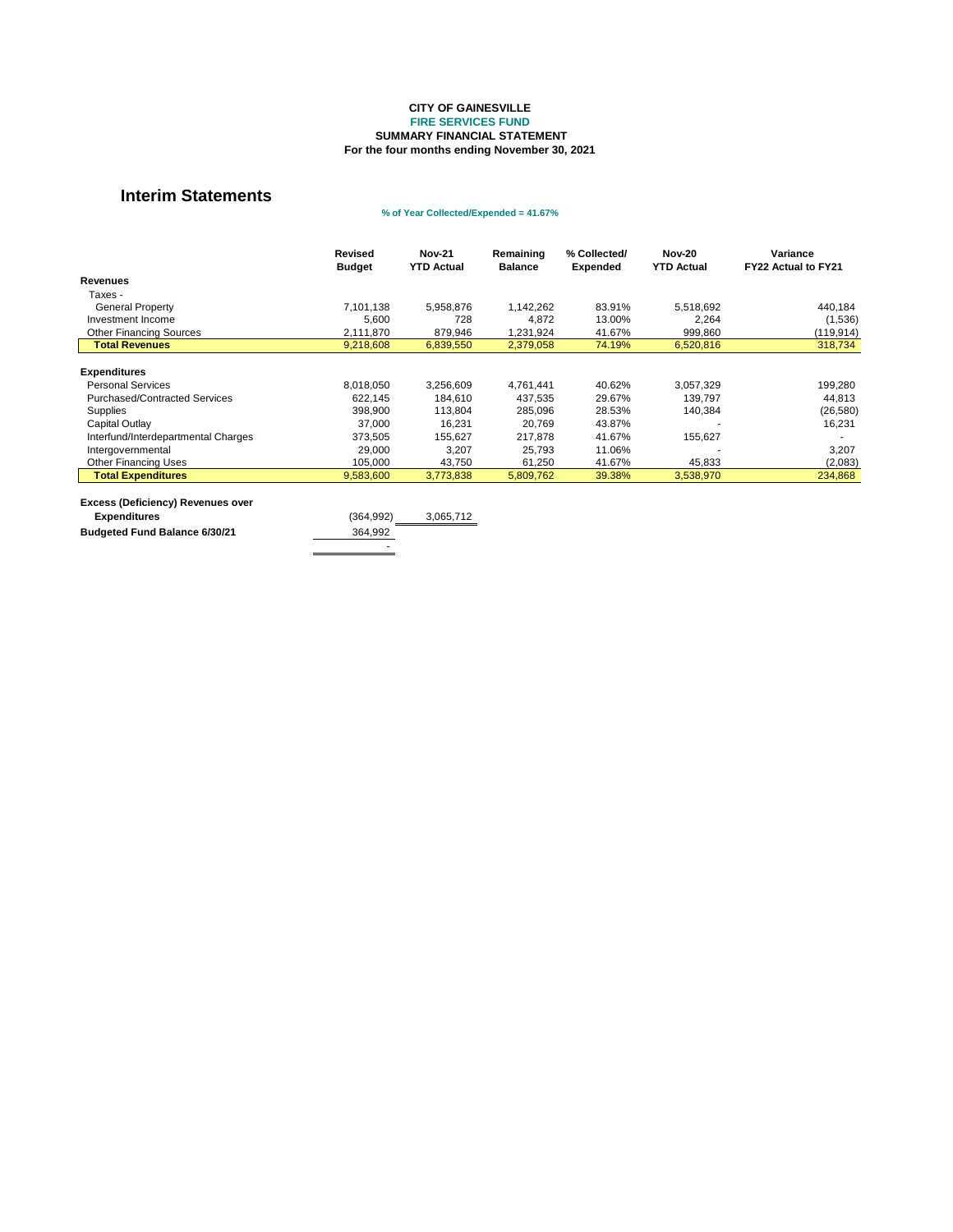**CITY OF GAINESVILLE**
**FIRE SERVICES FUND**
**SUMMARY FINANCIAL STATEMENT**
**For the four months ending November 30, 2021**

## Interim Statements

**% of Year Collected/Expended = 41.67%**

| | Revised Budget | Nov-21 YTD Actual | Remaining Balance | % Collected/ Expended | Nov-20 YTD Actual | Variance FY22 Actual to FY21 |
|---|---|---|---|---|---|---|
| **Revenues** | | | | | | |
| Taxes - | | | | | | |
| General Property | 7,101,138 | 5,958,876 | 1,142,262 | 83.91% | 5,518,692 | 440,184 |
| Investment Income | 5,600 | 728 | 4,872 | 13.00% | 2,264 | (1,536) |
| Other Financing Sources | 2,111,870 | 879,946 | 1,231,924 | 41.67% | 999,860 | (119,914) |
| **Total Revenues** | 9,218,608 | 6,839,550 | 2,379,058 | 74.19% | 6,520,816 | 318,734 |
| **Expenditures** | | | | | | |
| Personal Services | 8,018,050 | 3,256,609 | 4,761,441 | 40.62% | 3,057,329 | 199,280 |
| Purchased/Contracted Services | 622,145 | 184,610 | 437,535 | 29.67% | 139,797 | 44,813 |
| Supplies | 398,900 | 113,804 | 285,096 | 28.53% | 140,384 | (26,580) |
| Capital Outlay | 37,000 | 16,231 | 20,769 | 43.87% | - | 16,231 |
| Interfund/Interdepartmental Charges | 373,505 | 155,627 | 217,878 | 41.67% | 155,627 | - |
| Intergovernmental | 29,000 | 3,207 | 25,793 | 11.06% | - | 3,207 |
| Other Financing Uses | 105,000 | 43,750 | 61,250 | 41.67% | 45,833 | (2,083) |
| **Total Expenditures** | 9,583,600 | 3,773,838 | 5,809,762 | 39.38% | 3,538,970 | 234,868 |
| **Excess (Deficiency) Revenues over Expenditures** | (364,992) | 3,065,712 | | | | |
| **Budgeted Fund Balance 6/30/21** | 364,992 | | | | | |
| | - | | | | | |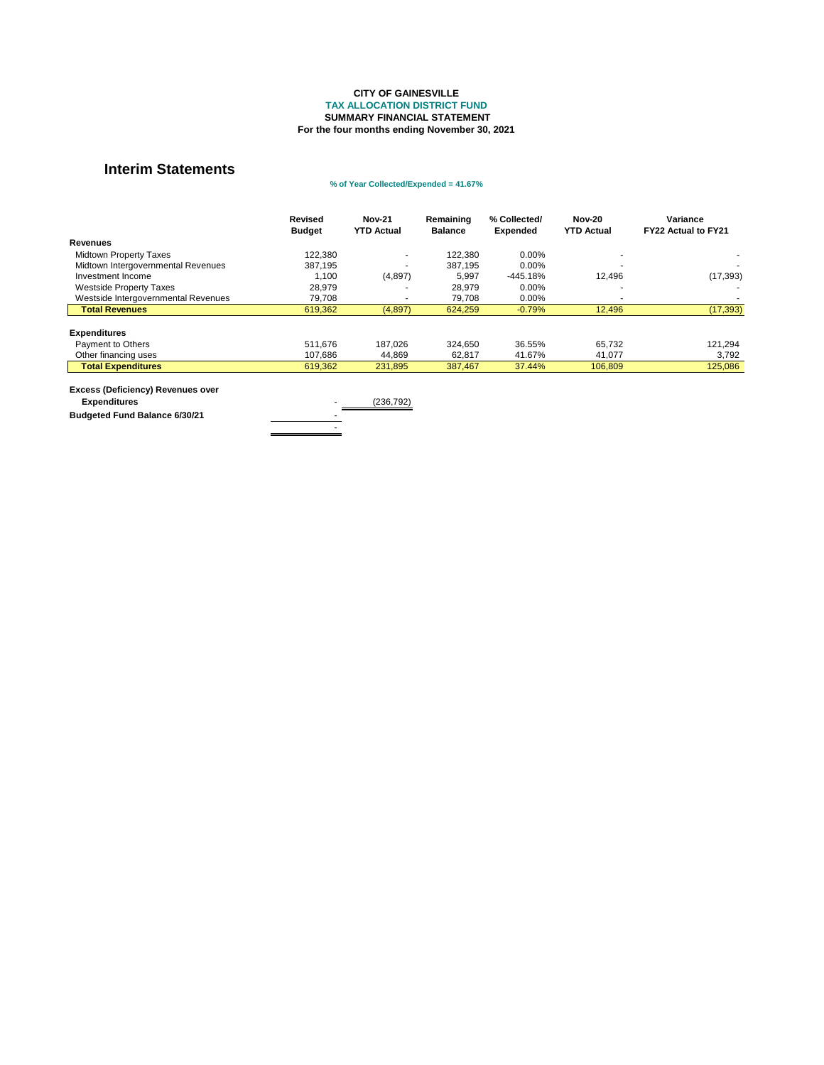**CITY OF GAINESVILLE**
**TAX ALLOCATION DISTRICT FUND**
**SUMMARY FINANCIAL STATEMENT**
**For the four months ending November 30, 2021**

## Interim Statements

**% of Year Collected/Expended = 41.67%**

| | Revised Budget | Nov-21 YTD Actual | Remaining Balance | % Collected/ Expended | Nov-20 YTD Actual | Variance FY22 Actual to FY21 |
|---|---|---|---|---|---|---|
| **Revenues** | | | | | | |
| Midtown Property Taxes | 122,380 | - | 122,380 | 0.00% | - | - |
| Midtown Intergovernmental Revenues | 387,195 | - | 387,195 | 0.00% | - | - |
| Investment Income | 1,100 | (4,897) | 5,997 | -445.18% | 12,496 | (17,393) |
| Westside Property Taxes | 28,979 | - | 28,979 | 0.00% | - | - |
| Westside Intergovernmental Revenues | 79,708 | - | 79,708 | 0.00% | - | - |
| **Total Revenues** | 619,362 | (4,897) | 624,259 | -0.79% | 12,496 | (17,393) |
| **Expenditures** | | | | | | |
| Payment to Others | 511,676 | 187,026 | 324,650 | 36.55% | 65,732 | 121,294 |
| Other financing uses | 107,686 | 44,869 | 62,817 | 41.67% | 41,077 | 3,792 |
| **Total Expenditures** | 619,362 | 231,895 | 387,467 | 37.44% | 106,809 | 125,086 |
| **Excess (Deficiency) Revenues over Expenditures** | - | (236,792) | | | | |
| **Budgeted Fund Balance 6/30/21** | - | | | | | |
| | - | | | | | |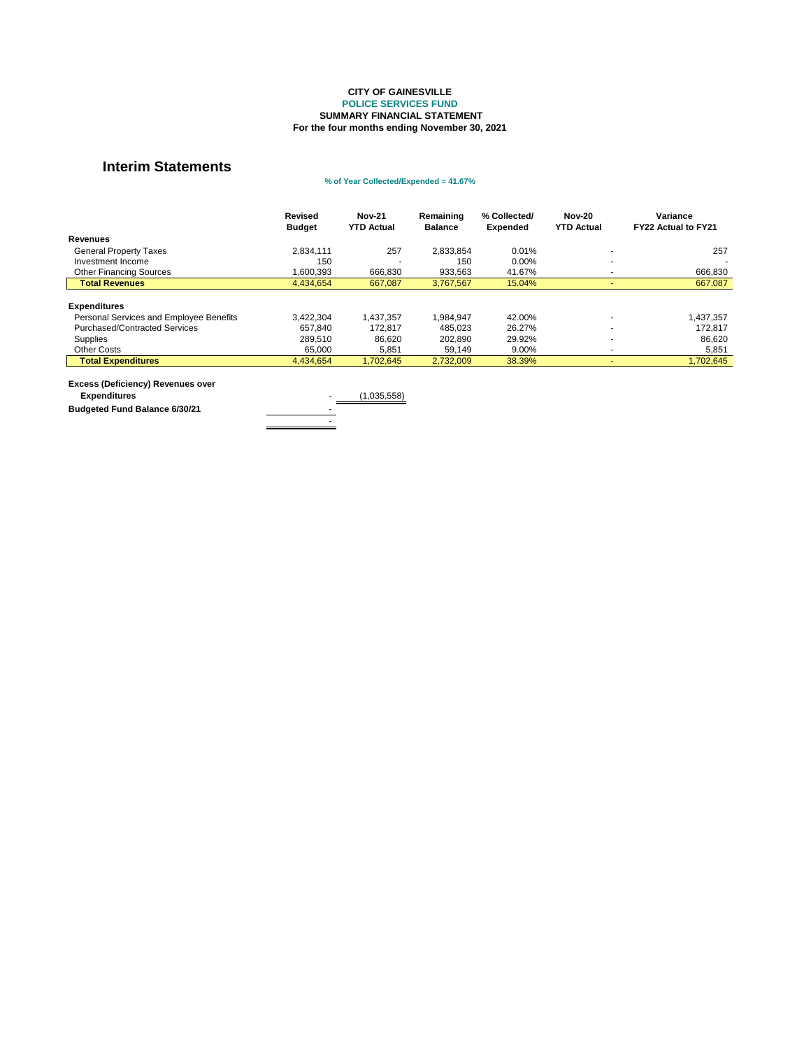**CITY OF GAINESVILLE**
**POLICE SERVICES FUND**
**SUMMARY FINANCIAL STATEMENT**
**For the four months ending November 30, 2021**

## Interim Statements

**% of Year Collected/Expended = 41.67%**

| | Revised Budget | Nov-21 YTD Actual | Remaining Balance | % Collected/ Expended | Nov-20 YTD Actual | Variance FY22 Actual to FY21 |
|---|---|---|---|---|---|---|
| **Revenues** | | | | | | |
| General Property Taxes | 2,834,111 | 257 | 2,833,854 | 0.01% | - | 257 |
| Investment Income | 150 | - | 150 | 0.00% | - | - |
| Other Financing Sources | 1,600,393 | 666,830 | 933,563 | 41.67% | - | 666,830 |
| **Total Revenues** | 4,434,654 | 667,087 | 3,767,567 | 15.04% | - | 667,087 |
| **Expenditures** | | | | | | |
| Personal Services and Employee Benefits | 3,422,304 | 1,437,357 | 1,984,947 | 42.00% | - | 1,437,357 |
| Purchased/Contracted Services | 657,840 | 172,817 | 485,023 | 26.27% | - | 172,817 |
| Supplies | 289,510 | 86,620 | 202,890 | 29.92% | - | 86,620 |
| Other Costs | 65,000 | 5,851 | 59,149 | 9.00% | - | 5,851 |
| **Total Expenditures** | 4,434,654 | 1,702,645 | 2,732,009 | 38.39% | - | 1,702,645 |
| **Excess (Deficiency) Revenues over Expenditures** | - | (1,035,558) | | | | |
| **Budgeted Fund Balance 6/30/21** | - | | | | | |
| | - | | | | | |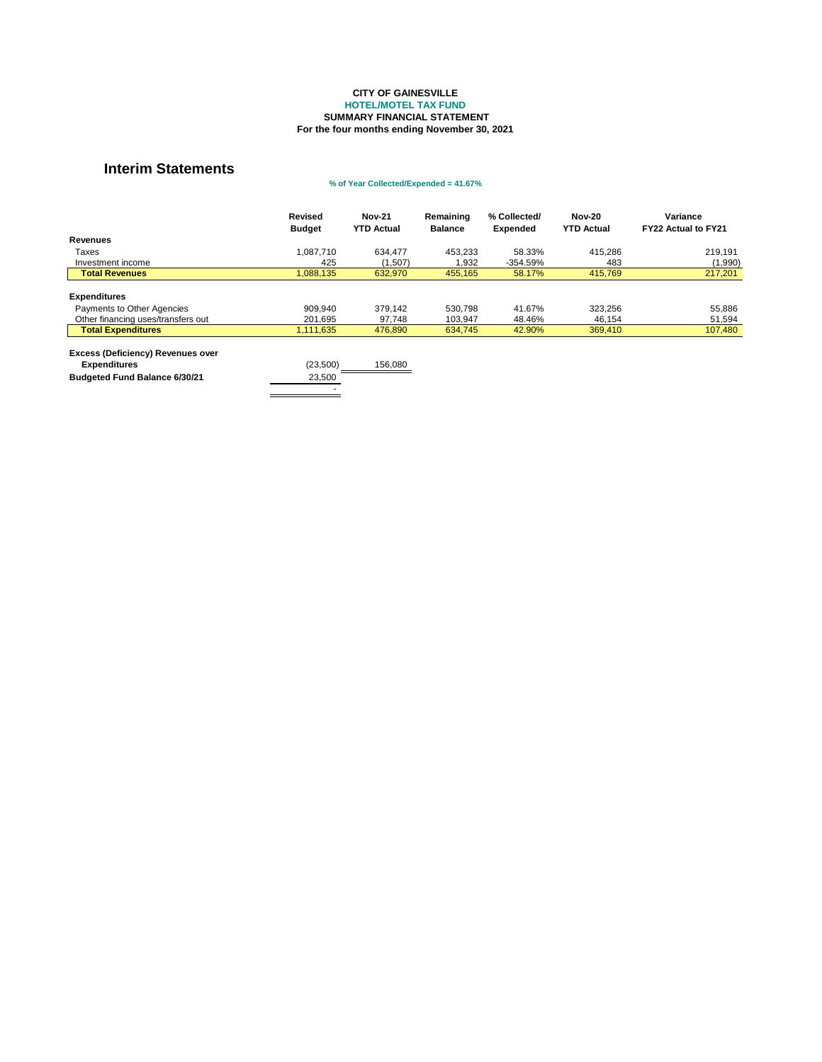**CITY OF GAINESVILLE**
**HOTEL/MOTEL TAX FUND**
**SUMMARY FINANCIAL STATEMENT**
**For the four months ending November 30, 2021**

## Interim Statements

**% of Year Collected/Expended = 41.67%**

| | Revised Budget | Nov-21 YTD Actual | Remaining Balance | % Collected/ Expended | Nov-20 YTD Actual | Variance FY22 Actual to FY21 |
|---|---|---|---|---|---|---|
| **Revenues** | | | | | | |
| Taxes | 1,087,710 | 634,477 | 453,233 | 58.33% | 415,286 | 219,191 |
| Investment income | 425 | (1,507) | 1,932 | -354.59% | 483 | (1,990) |
| **Total Revenues** | 1,088,135 | 632,970 | 455,165 | 58.17% | 415,769 | 217,201 |
| **Expenditures** | | | | | | |
| Payments to Other Agencies | 909,940 | 379,142 | 530,798 | 41.67% | 323,256 | 55,886 |
| Other financing uses/transfers out | 201,695 | 97,748 | 103,947 | 48.46% | 46,154 | 51,594 |
| **Total Expenditures** | 1,111,635 | 476,890 | 634,745 | 42.90% | 369,410 | 107,480 |
| **Excess (Deficiency) Revenues over Expenditures** | (23,500) | 156,080 | | | | |
| **Budgeted Fund Balance 6/30/21** | 23,500 | | | | | |
| | - | | | | | |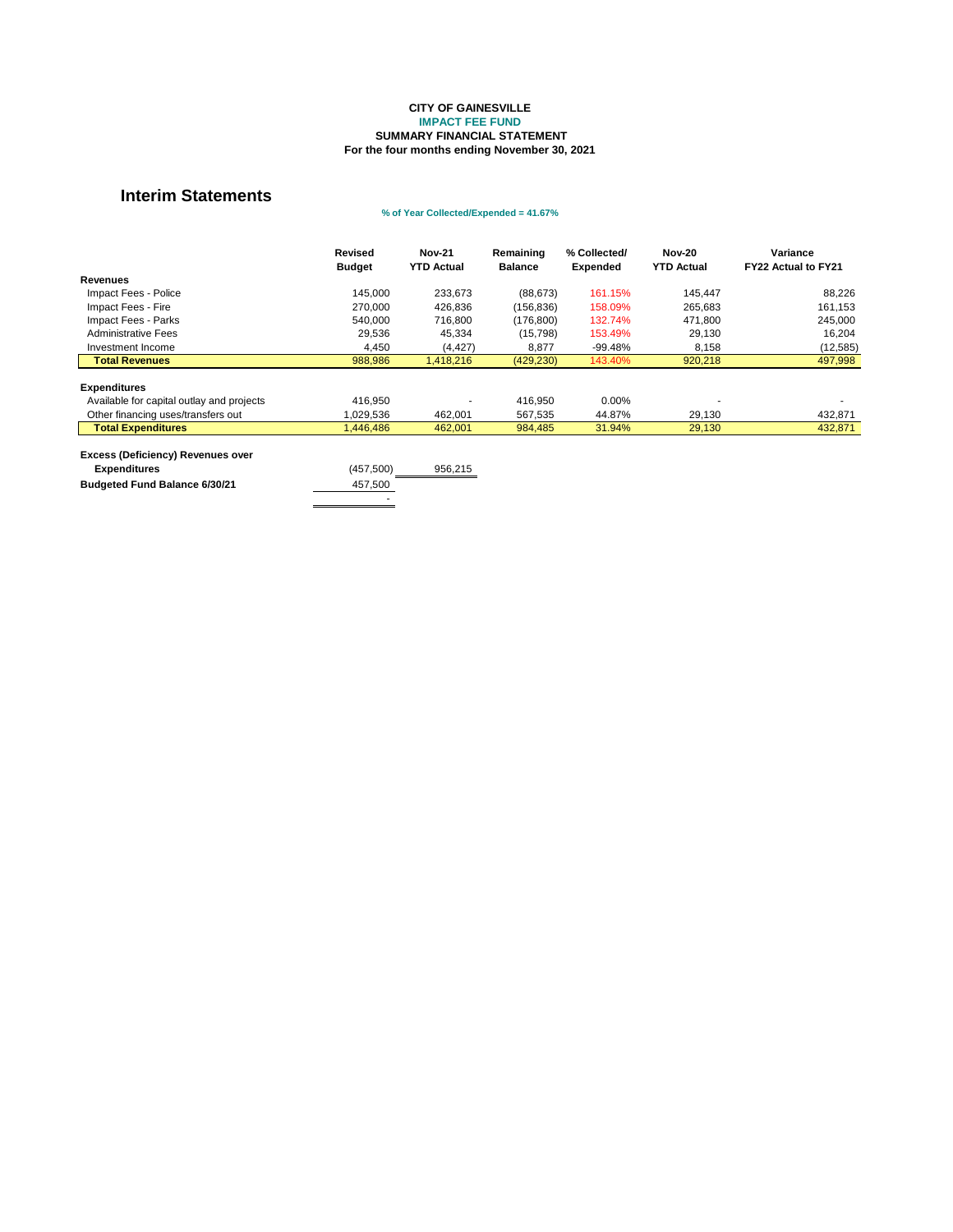**CITY OF GAINESVILLE**
**IMPACT FEE FUND**
**SUMMARY FINANCIAL STATEMENT**
**For the four months ending November 30, 2021**

## Interim Statements

**% of Year Collected/Expended = 41.67%**

| | Revised Budget | Nov-21 YTD Actual | Remaining Balance | % Collected/ Expended | Nov-20 YTD Actual | Variance FY22 Actual to FY21 |
|---|---|---|---|---|---|---|
| **Revenues** | | | | | | |
| Impact Fees - Police | 145,000 | 233,673 | (88,673) | 161.15% | 145,447 | 88,226 |
| Impact Fees - Fire | 270,000 | 426,836 | (156,836) | 158.09% | 265,683 | 161,153 |
| Impact Fees - Parks | 540,000 | 716,800 | (176,800) | 132.74% | 471,800 | 245,000 |
| Administrative Fees | 29,536 | 45,334 | (15,798) | 153.49% | 29,130 | 16,204 |
| Investment Income | 4,450 | (4,427) | 8,877 | -99.48% | 8,158 | (12,585) |
| **Total Revenues** | 988,986 | 1,418,216 | (429,230) | 143.40% | 920,218 | 497,998 |
| **Expenditures** | | | | | | |
| Available for capital outlay and projects | 416,950 | - | 416,950 | 0.00% | - | - |
| Other financing uses/transfers out | 1,029,536 | 462,001 | 567,535 | 44.87% | 29,130 | 432,871 |
| **Total Expenditures** | 1,446,486 | 462,001 | 984,485 | 31.94% | 29,130 | 432,871 |
| **Excess (Deficiency) Revenues over Expenditures** | (457,500) | 956,215 | | | | |
| **Budgeted Fund Balance 6/30/21** | 457,500 | | | | | |
| | - | | | | | |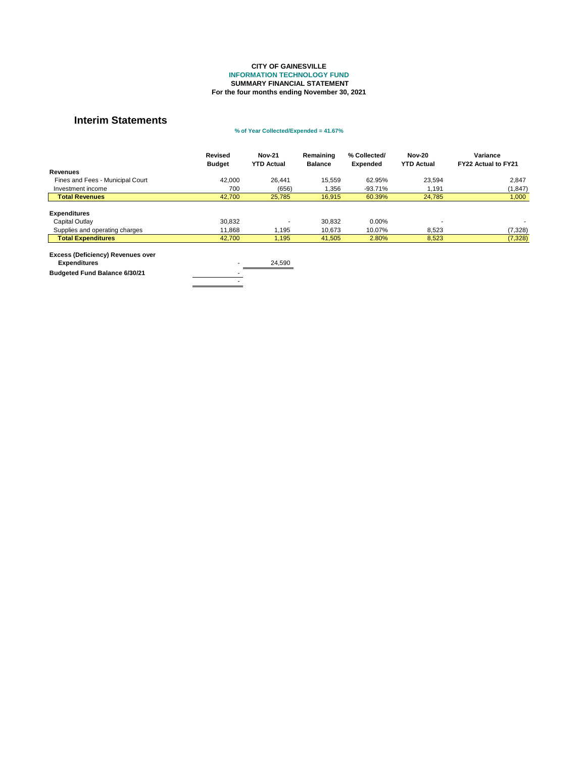**CITY OF GAINESVILLE**
**INFORMATION TECHNOLOGY FUND**
**SUMMARY FINANCIAL STATEMENT**
**For the four months ending November 30, 2021**

## Interim Statements

**% of Year Collected/Expended = 41.67%**

| | Revised Budget | Nov-21 YTD Actual | Remaining Balance | % Collected/ Expended | Nov-20 YTD Actual | Variance FY22 Actual to FY21 |
|---|---|---|---|---|---|---|
| **Revenues** | | | | | | |
| Fines and Fees - Municipal Court | 42,000 | 26,441 | 15,559 | 62.95% | 23,594 | 2,847 |
| Investment income | 700 | (656) | 1,356 | -93.71% | 1,191 | (1,847) |
| **Total Revenues** | 42,700 | 25,785 | 16,915 | 60.39% | 24,785 | 1,000 |
| **Expenditures** | | | | | | |
| Capital Outlay | 30,832 | - | 30,832 | 0.00% | - | - |
| Supplies and operating charges | 11,868 | 1,195 | 10,673 | 10.07% | 8,523 | (7,328) |
| **Total Expenditures** | 42,700 | 1,195 | 41,505 | 2.80% | 8,523 | (7,328) |
| **Excess (Deficiency) Revenues over Expenditures** | - | 24,590 | | | | |
| **Budgeted Fund Balance 6/30/21** | - | | | | | |
| | - | | | | | |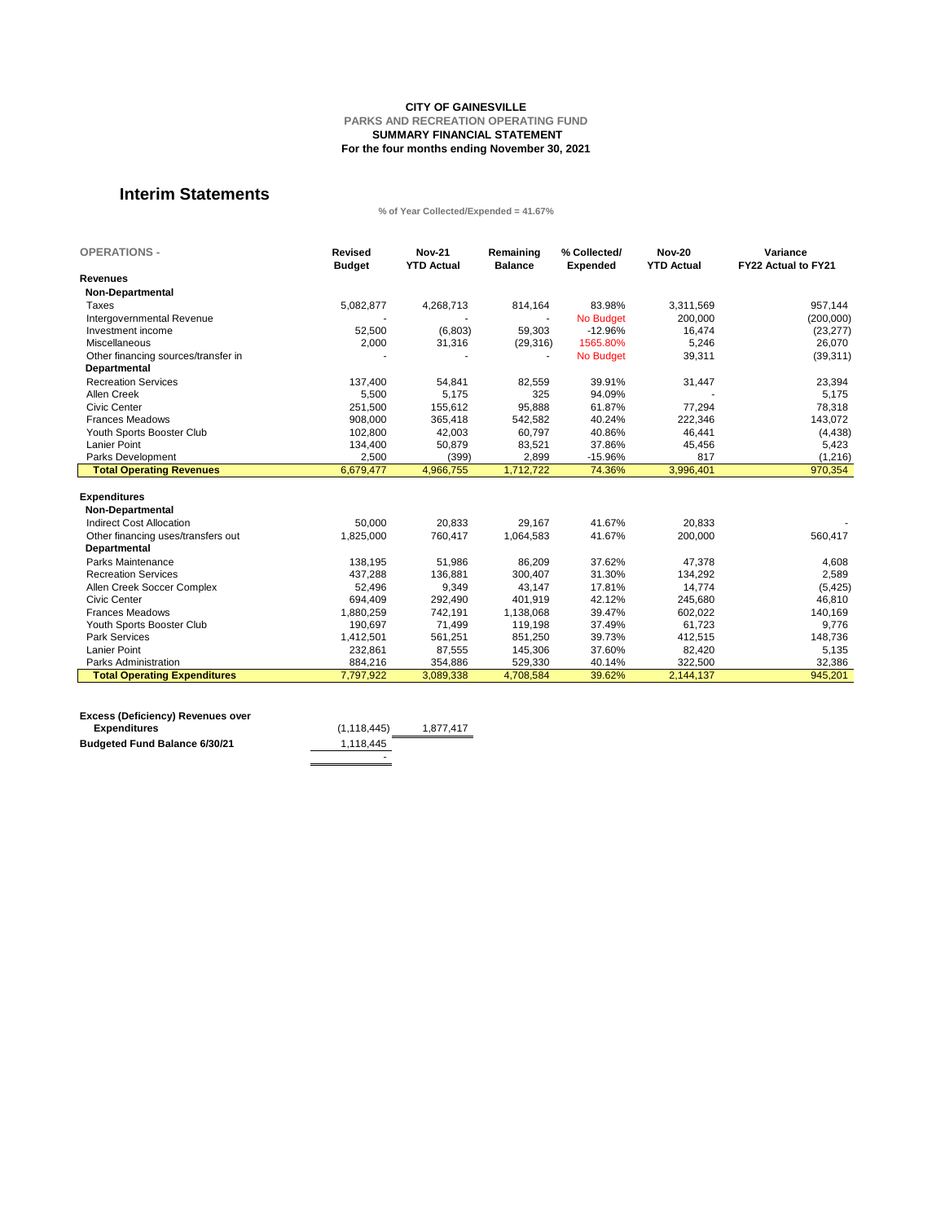**CITY OF GAINESVILLE**
**PARKS AND RECREATION OPERATING FUND**
**SUMMARY FINANCIAL STATEMENT**
**For the four months ending November 30, 2021**

## Interim Statements

**% of Year Collected/Expended = 41.67%**

| OPERATIONS - | Revised Budget | Nov-21 YTD Actual | Remaining Balance | % Collected/ Expended | Nov-20 YTD Actual | Variance FY22 Actual to FY21 |
|---|---|---|---|---|---|---|
| **Revenues** | | | | | | |
| **Non-Departmental** | | | | | | |
| Taxes | 5,082,877 | 4,268,713 | 814,164 | 83.98% | 3,311,569 | 957,144 |
| Intergovernmental Revenue | - | - | - | No Budget | 200,000 | (200,000) |
| Investment income | 52,500 | (6,803) | 59,303 | -12.96% | 16,474 | (23,277) |
| Miscellaneous | 2,000 | 31,316 | (29,316) | 1565.80% | 5,246 | 26,070 |
| Other financing sources/transfer in | - | - | - | No Budget | 39,311 | (39,311) |
| **Departmental** | | | | | | |
| Recreation Services | 137,400 | 54,841 | 82,559 | 39.91% | 31,447 | 23,394 |
| Allen Creek | 5,500 | 5,175 | 325 | 94.09% | - | 5,175 |
| Civic Center | 251,500 | 155,612 | 95,888 | 61.87% | 77,294 | 78,318 |
| Frances Meadows | 908,000 | 365,418 | 542,582 | 40.24% | 222,346 | 143,072 |
| Youth Sports Booster Club | 102,800 | 42,003 | 60,797 | 40.86% | 46,441 | (4,438) |
| Lanier Point | 134,400 | 50,879 | 83,521 | 37.86% | 45,456 | 5,423 |
| Parks Development | 2,500 | (399) | 2,899 | -15.96% | 817 | (1,216) |
| **Total Operating Revenues** | 6,679,477 | 4,966,755 | 1,712,722 | 74.36% | 3,996,401 | 970,354 |
| | | | | | | |
| **Expenditures** | | | | | | |
| **Non-Departmental** | | | | | | |
| Indirect Cost Allocation | 50,000 | 20,833 | 29,167 | 41.67% | 20,833 | - |
| Other financing uses/transfers out | 1,825,000 | 760,417 | 1,064,583 | 41.67% | 200,000 | 560,417 |
| **Departmental** | | | | | | |
| Parks Maintenance | 138,195 | 51,986 | 86,209 | 37.62% | 47,378 | 4,608 |
| Recreation Services | 437,288 | 136,881 | 300,407 | 31.30% | 134,292 | 2,589 |
| Allen Creek Soccer Complex | 52,496 | 9,349 | 43,147 | 17.81% | 14,774 | (5,425) |
| Civic Center | 694,409 | 292,490 | 401,919 | 42.12% | 245,680 | 46,810 |
| Frances Meadows | 1,880,259 | 742,191 | 1,138,068 | 39.47% | 602,022 | 140,169 |
| Youth Sports Booster Club | 190,697 | 71,499 | 119,198 | 37.49% | 61,723 | 9,776 |
| Park Services | 1,412,501 | 561,251 | 851,250 | 39.73% | 412,515 | 148,736 |
| Lanier Point | 232,861 | 87,555 | 145,306 | 37.60% | 82,420 | 5,135 |
| Parks Administration | 884,216 | 354,886 | 529,330 | 40.14% | 322,500 | 32,386 |
| **Total Operating Expenditures** | 7,797,922 | 3,089,338 | 4,708,584 | 39.62% | 2,144,137 | 945,201 |

| | | |
|---|---|---|
| **Excess (Deficiency) Revenues over Expenditures** | (1,118,445) | 1,877,417 |
| **Budgeted Fund Balance 6/30/21** | 1,118,445 | |
| | - | |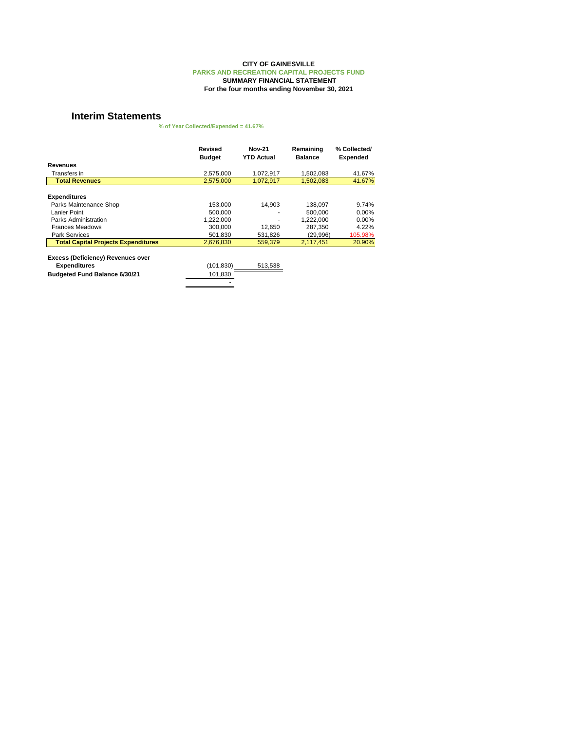**CITY OF GAINESVILLE**
**PARKS AND RECREATION CAPITAL PROJECTS FUND**
**SUMMARY FINANCIAL STATEMENT**
**For the four months ending November 30, 2021**

## Interim Statements

**% of Year Collected/Expended = 41.67%**

| | Revised Budget | Nov-21 YTD Actual | Remaining Balance | % Collected/ Expended |
|---|---|---|---|---|
| **Revenues** | | | | |
| Transfers in | 2,575,000 | 1,072,917 | 1,502,083 | 41.67% |
| **Total Revenues** | 2,575,000 | 1,072,917 | 1,502,083 | 41.67% |
| | | | | |
| **Expenditures** | | | | |
| Parks Maintenance Shop | 153,000 | 14,903 | 138,097 | 9.74% |
| Lanier Point | 500,000 | - | 500,000 | 0.00% |
| Parks Administration | 1,222,000 | - | 1,222,000 | 0.00% |
| Frances Meadows | 300,000 | 12,650 | 287,350 | 4.22% |
| Park Services | 501,830 | 531,826 | (29,996) | 105.98% |
| **Total Capital Projects Expenditures** | 2,676,830 | 559,379 | 2,117,451 | 20.90% |
| | | | | |
| **Excess (Deficiency) Revenues over Expenditures** | (101,830) | 513,538 | | |
| **Budgeted Fund Balance 6/30/21** | 101,830 | | | |
| | - | | | |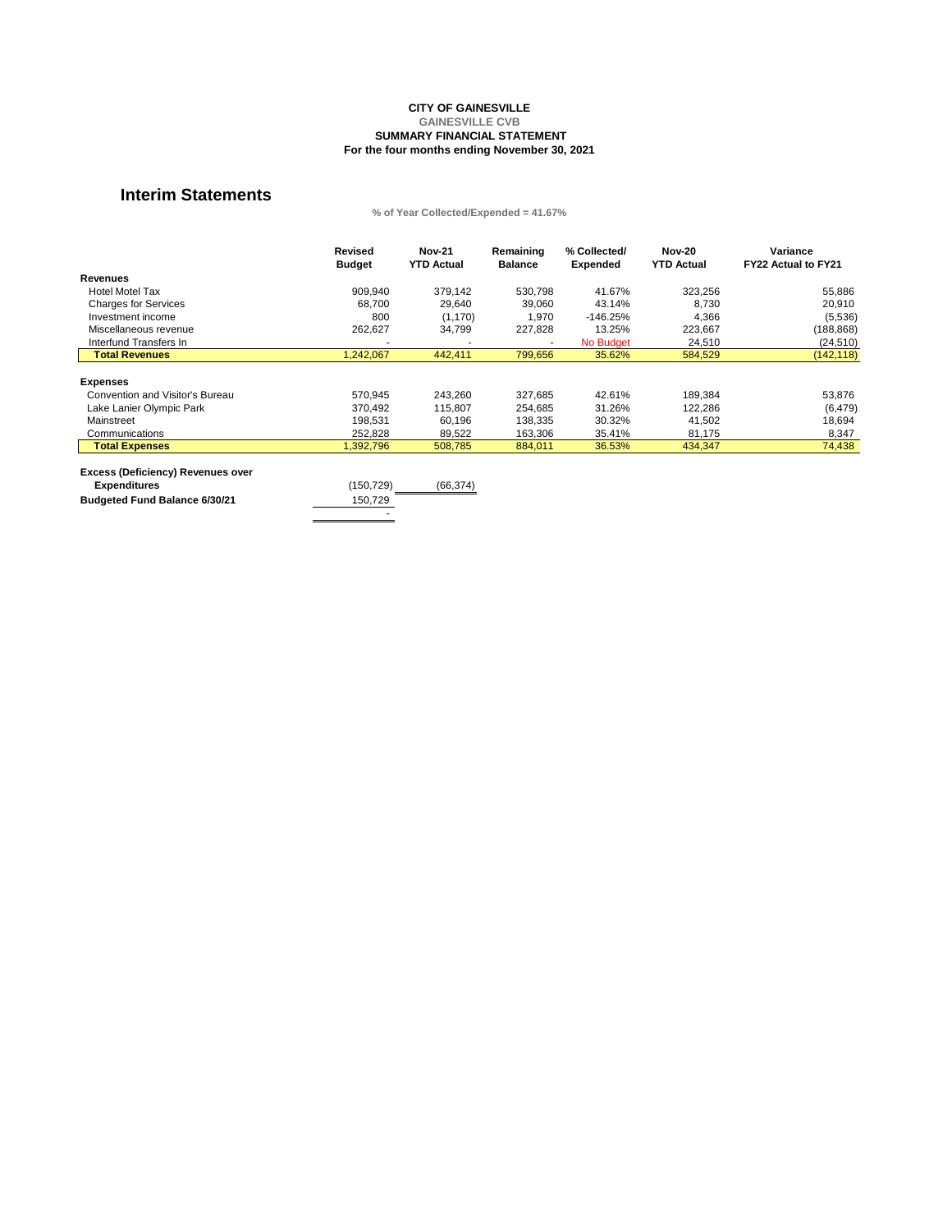**CITY OF GAINESVILLE**
**GAINESVILLE CVB**
**SUMMARY FINANCIAL STATEMENT**
**For the four months ending November 30, 2021**

## Interim Statements

**% of Year Collected/Expended = 41.67%**

| | Revised Budget | Nov-21 YTD Actual | Remaining Balance | % Collected/ Expended | Nov-20 YTD Actual | Variance FY22 Actual to FY21 |
|---|---|---|---|---|---|---|
| **Revenues** | | | | | | |
| Hotel Motel Tax | 909,940 | 379,142 | 530,798 | 41.67% | 323,256 | 55,886 |
| Charges for Services | 68,700 | 29,640 | 39,060 | 43.14% | 8,730 | 20,910 |
| Investment income | 800 | (1,170) | 1,970 | -146.25% | 4,366 | (5,536) |
| Miscellaneous revenue | 262,627 | 34,799 | 227,828 | 13.25% | 223,667 | (188,868) |
| Interfund Transfers In | - | - | - | No Budget | 24,510 | (24,510) |
| **Total Revenues** | 1,242,067 | 442,411 | 799,656 | 35.62% | 584,529 | (142,118) |
| | | | | | | |
| **Expenses** | | | | | | |
| Convention and Visitor's Bureau | 570,945 | 243,260 | 327,685 | 42.61% | 189,384 | 53,876 |
| Lake Lanier Olympic Park | 370,492 | 115,807 | 254,685 | 31.26% | 122,286 | (6,479) |
| Mainstreet | 198,531 | 60,196 | 138,335 | 30.32% | 41,502 | 18,694 |
| Communications | 252,828 | 89,522 | 163,306 | 35.41% | 81,175 | 8,347 |
| **Total Expenses** | 1,392,796 | 508,785 | 884,011 | 36.53% | 434,347 | 74,438 |
| | | | | | | |
| **Excess (Deficiency) Revenues over Expenditures** | (150,729) | (66,374) | | | | |
| **Budgeted Fund Balance 6/30/21** | 150,729 | | | | | |
| | - | | | | | |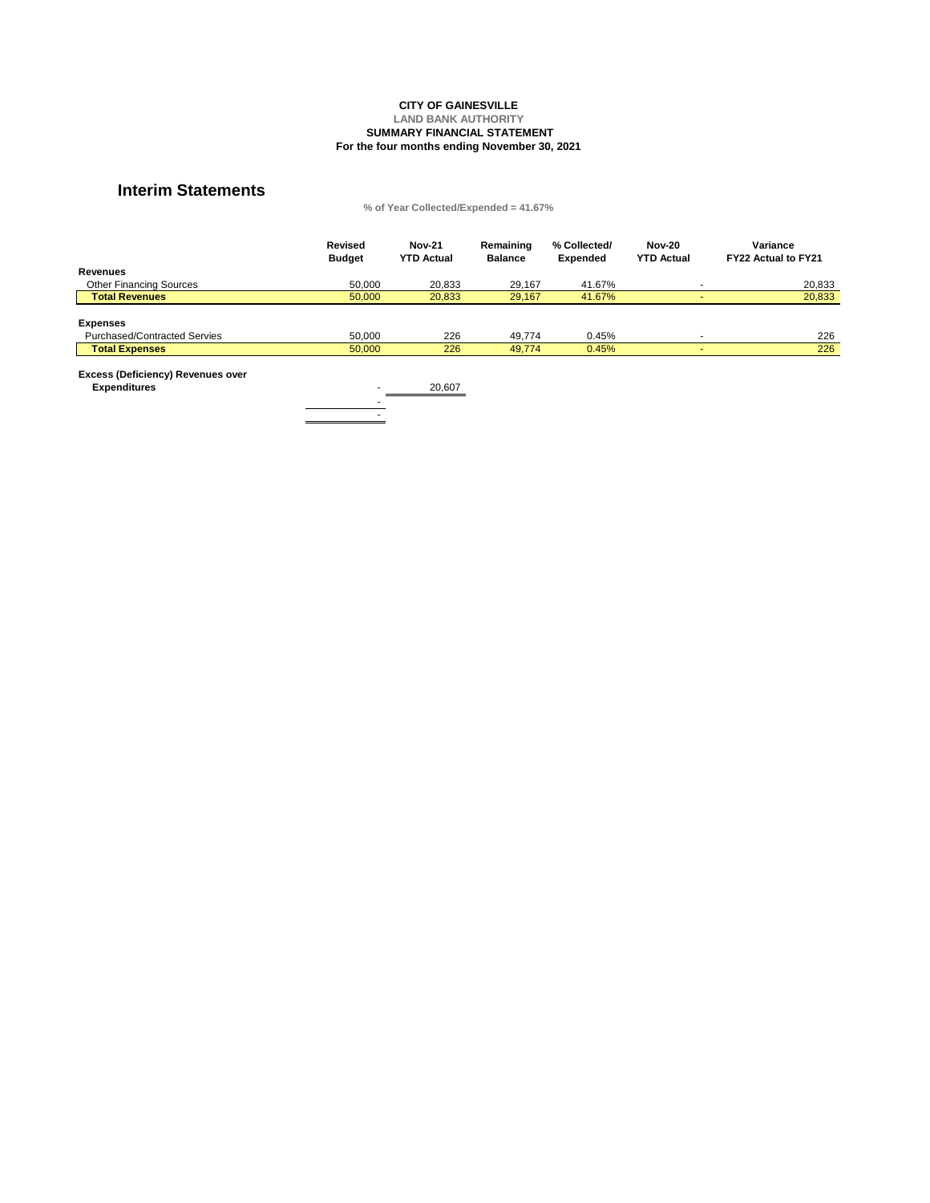**CITY OF GAINESVILLE**
**LAND BANK AUTHORITY**
**SUMMARY FINANCIAL STATEMENT**
**For the four months ending November 30, 2021**

## Interim Statements

**% of Year Collected/Expended = 41.67%**

| | Revised Budget | Nov-21 YTD Actual | Remaining Balance | % Collected/ Expended | Nov-20 YTD Actual | Variance FY22 Actual to FY21 |
|---|---|---|---|---|---|---|
| **Revenues** | | | | | | |
| Other Financing Sources | 50,000 | 20,833 | 29,167 | 41.67% | - | 20,833 |
| **Total Revenues** | 50,000 | 20,833 | 29,167 | 41.67% | - | 20,833 |
| | | | | | | |
| **Expenses** | | | | | | |
| Purchased/Contracted Servies | 50,000 | 226 | 49,774 | 0.45% | - | 226 |
| **Total Expenses** | 50,000 | 226 | 49,774 | 0.45% | - | 226 |
| | | | | | | |
| **Excess (Deficiency) Revenues over Expenditures** | - | 20,607 | | | | |
| | - | | | | | |
| | - | | | | | |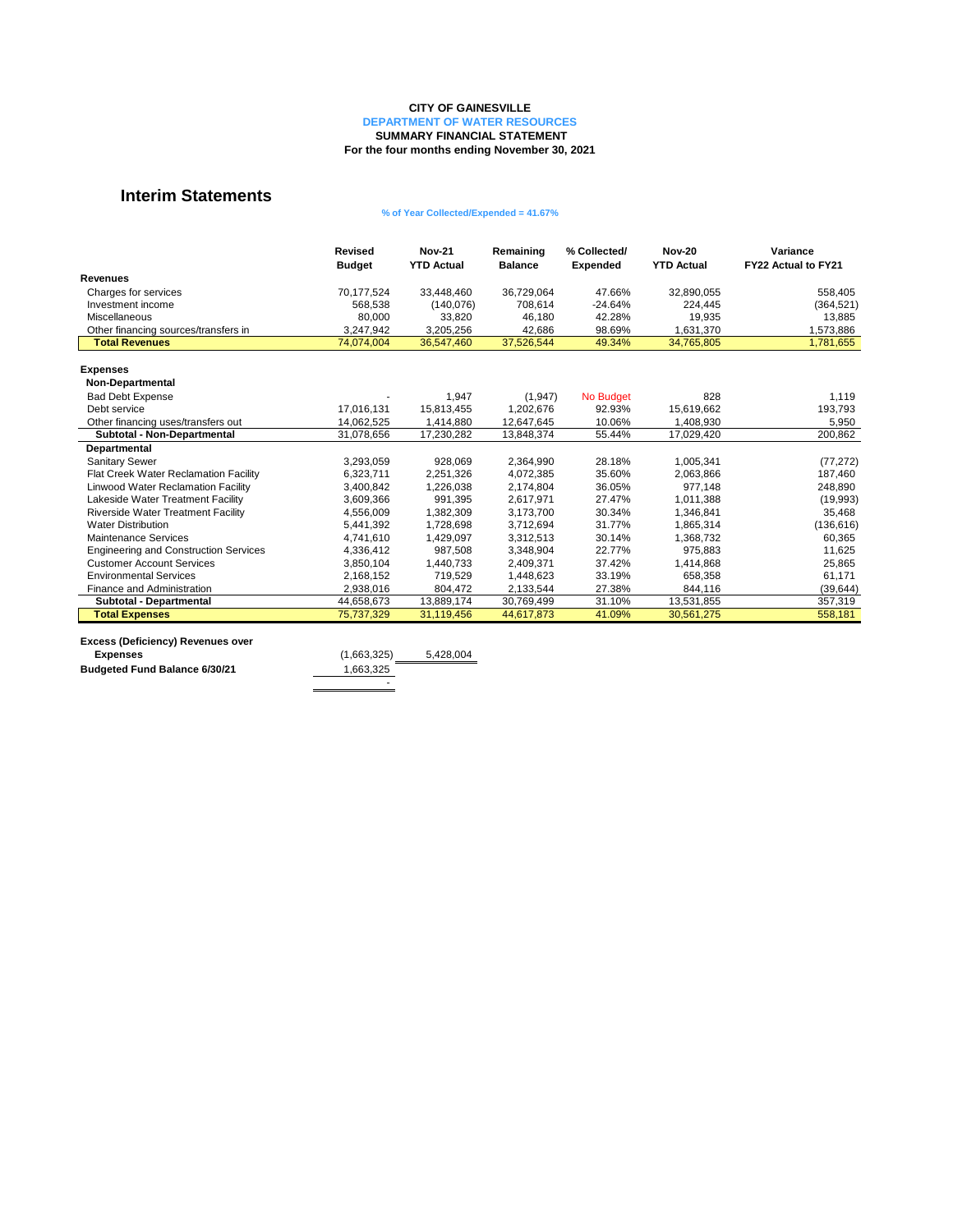**CITY OF GAINESVILLE**
**DEPARTMENT OF WATER RESOURCES**
**SUMMARY FINANCIAL STATEMENT**
**For the four months ending November 30, 2021**

## Interim Statements

**% of Year Collected/Expended = 41.67%**

| | Revised Budget | Nov-21 YTD Actual | Remaining Balance | % Collected/ Expended | Nov-20 YTD Actual | Variance FY22 Actual to FY21 |
|---|---|---|---|---|---|---|
| **Revenues** | | | | | | |
| Charges for services | 70,177,524 | 33,448,460 | 36,729,064 | 47.66% | 32,890,055 | 558,405 |
| Investment income | 568,538 | (140,076) | 708,614 | -24.64% | 224,445 | (364,521) |
| Miscellaneous | 80,000 | 33,820 | 46,180 | 42.28% | 19,935 | 13,885 |
| Other financing sources/transfers in | 3,247,942 | 3,205,256 | 42,686 | 98.69% | 1,631,370 | 1,573,886 |
| **Total Revenues** | 74,074,004 | 36,547,460 | 37,526,544 | 49.34% | 34,765,805 | 1,781,655 |
| **Expenses** | | | | | | |
| **Non-Departmental** | | | | | | |
| Bad Debt Expense | - | 1,947 | (1,947) | No Budget | 828 | 1,119 |
| Debt service | 17,016,131 | 15,813,455 | 1,202,676 | 92.93% | 15,619,662 | 193,793 |
| Other financing uses/transfers out | 14,062,525 | 1,414,880 | 12,647,645 | 10.06% | 1,408,930 | 5,950 |
| **Subtotal - Non-Departmental** | 31,078,656 | 17,230,282 | 13,848,374 | 55.44% | 17,029,420 | 200,862 |
| **Departmental** | | | | | | |
| Sanitary Sewer | 3,293,059 | 928,069 | 2,364,990 | 28.18% | 1,005,341 | (77,272) |
| Flat Creek Water Reclamation Facility | 6,323,711 | 2,251,326 | 4,072,385 | 35.60% | 2,063,866 | 187,460 |
| Linwood Water Reclamation Facility | 3,400,842 | 1,226,038 | 2,174,804 | 36.05% | 977,148 | 248,890 |
| Lakeside Water Treatment Facility | 3,609,366 | 991,395 | 2,617,971 | 27.47% | 1,011,388 | (19,993) |
| Riverside Water Treatment Facility | 4,556,009 | 1,382,309 | 3,173,700 | 30.34% | 1,346,841 | 35,468 |
| Water Distribution | 5,441,392 | 1,728,698 | 3,712,694 | 31.77% | 1,865,314 | (136,616) |
| Maintenance Services | 4,741,610 | 1,429,097 | 3,312,513 | 30.14% | 1,368,732 | 60,365 |
| Engineering and Construction Services | 4,336,412 | 987,508 | 3,348,904 | 22.77% | 975,883 | 11,625 |
| Customer Account Services | 3,850,104 | 1,440,733 | 2,409,371 | 37.42% | 1,414,868 | 25,865 |
| Environmental Services | 2,168,152 | 719,529 | 1,448,623 | 33.19% | 658,358 | 61,171 |
| Finance and Administration | 2,938,016 | 804,472 | 2,133,544 | 27.38% | 844,116 | (39,644) |
| **Subtotal - Departmental** | 44,658,673 | 13,889,174 | 30,769,499 | 31.10% | 13,531,855 | 357,319 |
| **Total Expenses** | 75,737,329 | 31,119,456 | 44,617,873 | 41.09% | 30,561,275 | 558,181 |

| | | |
|---|---|---|
| **Excess (Deficiency) Revenues over Expenses** | (1,663,325) | 5,428,004 |
| **Budgeted Fund Balance 6/30/21** | 1,663,325 | |
| | - | |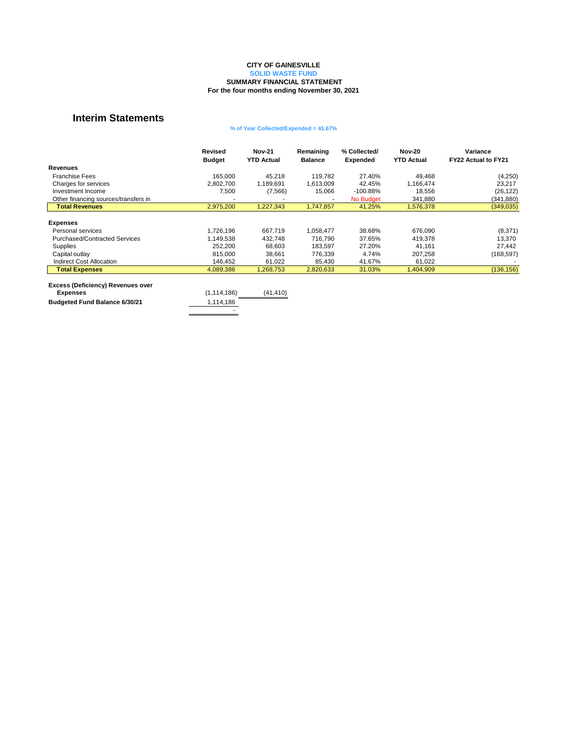**CITY OF GAINESVILLE**
**SOLID WASTE FUND**
**SUMMARY FINANCIAL STATEMENT**
**For the four months ending November 30, 2021**

## Interim Statements

**% of Year Collected/Expended = 41.67%**

| | Revised Budget | Nov-21 YTD Actual | Remaining Balance | % Collected/ Expended | Nov-20 YTD Actual | Variance FY22 Actual to FY21 |
|---|---|---|---|---|---|---|
| **Revenues** | | | | | | |
| Franchise Fees | 165,000 | 45,218 | 119,782 | 27.40% | 49,468 | (4,250) |
| Charges for services | 2,802,700 | 1,189,691 | 1,613,009 | 42.45% | 1,166,474 | 23,217 |
| Investment Income | 7,500 | (7,566) | 15,066 | -100.88% | 18,556 | (26,122) |
| Other financing sources/transfers in | - | - | - | No Budget | 341,880 | (341,880) |
| **Total Revenues** | 2,975,200 | 1,227,343 | 1,747,857 | 41.25% | 1,576,378 | (349,035) |
| | | | | | | |
| **Expenses** | | | | | | |
| Personal services | 1,726,196 | 667,719 | 1,058,477 | 38.68% | 676,090 | (8,371) |
| Purchased/Contracted Services | 1,149,538 | 432,748 | 716,790 | 37.65% | 419,378 | 13,370 |
| Supplies | 252,200 | 68,603 | 183,597 | 27.20% | 41,161 | 27,442 |
| Capital outlay | 815,000 | 38,661 | 776,339 | 4.74% | 207,258 | (168,597) |
| Indirect Cost Allocation | 146,452 | 61,022 | 85,430 | 41.67% | 61,022 | - |
| **Total Expenses** | 4,089,386 | 1,268,753 | 2,820,633 | 31.03% | 1,404,909 | (136,156) |
| | | | | | | |
| **Excess (Deficiency) Revenues over Expenses** | (1,114,186) | (41,410) | | | | |
| **Budgeted Fund Balance 6/30/21** | 1,114,186 | | | | | |
| | - | | | | | |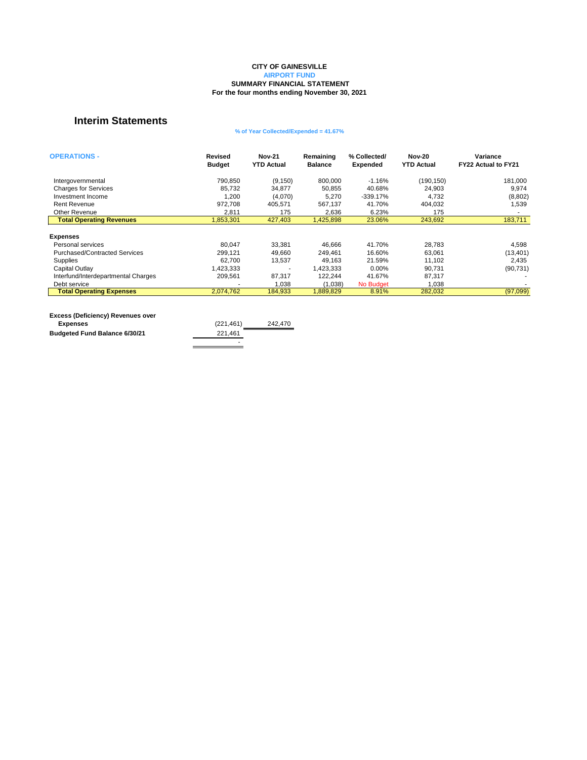**CITY OF GAINESVILLE**
**AIRPORT FUND**
**SUMMARY FINANCIAL STATEMENT**
**For the four months ending November 30, 2021**

## Interim Statements

**% of Year Collected/Expended = 41.67%**

| OPERATIONS - | Revised Budget | Nov-21 YTD Actual | Remaining Balance | % Collected/ Expended | Nov-20 YTD Actual | Variance FY22 Actual to FY21 |
|---|---|---|---|---|---|---|
| Intergovernmental | 790,850 | (9,150) | 800,000 | -1.16% | (190,150) | 181,000 |
| Charges for Services | 85,732 | 34,877 | 50,855 | 40.68% | 24,903 | 9,974 |
| Investment Income | 1,200 | (4,070) | 5,270 | -339.17% | 4,732 | (8,802) |
| Rent Revenue | 972,708 | 405,571 | 567,137 | 41.70% | 404,032 | 1,539 |
| Other Revenue | 2,811 | 175 | 2,636 | 6.23% | 175 | - |
| **Total Operating Revenues** | 1,853,301 | 427,403 | 1,425,898 | 23.06% | 243,692 | 183,711 |
| **Expenses** | | | | | | |
| Personal services | 80,047 | 33,381 | 46,666 | 41.70% | 28,783 | 4,598 |
| Purchased/Contracted Services | 299,121 | 49,660 | 249,461 | 16.60% | 63,061 | (13,401) |
| Supplies | 62,700 | 13,537 | 49,163 | 21.59% | 11,102 | 2,435 |
| Capital Outlay | 1,423,333 | - | 1,423,333 | 0.00% | 90,731 | (90,731) |
| Interfund/Interdepartmental Charges | 209,561 | 87,317 | 122,244 | 41.67% | 87,317 | - |
| Debt service | - | 1,038 | (1,038) | No Budget | 1,038 | - |
| **Total Operating Expenses** | 2,074,762 | 184,933 | 1,889,829 | 8.91% | 282,032 | (97,099) |

| | | |
|---|---|---|
| **Excess (Deficiency) Revenues over Expenses** | (221,461) | 242,470 |
| **Budgeted Fund Balance 6/30/21** | 221,461 | |
| | - | |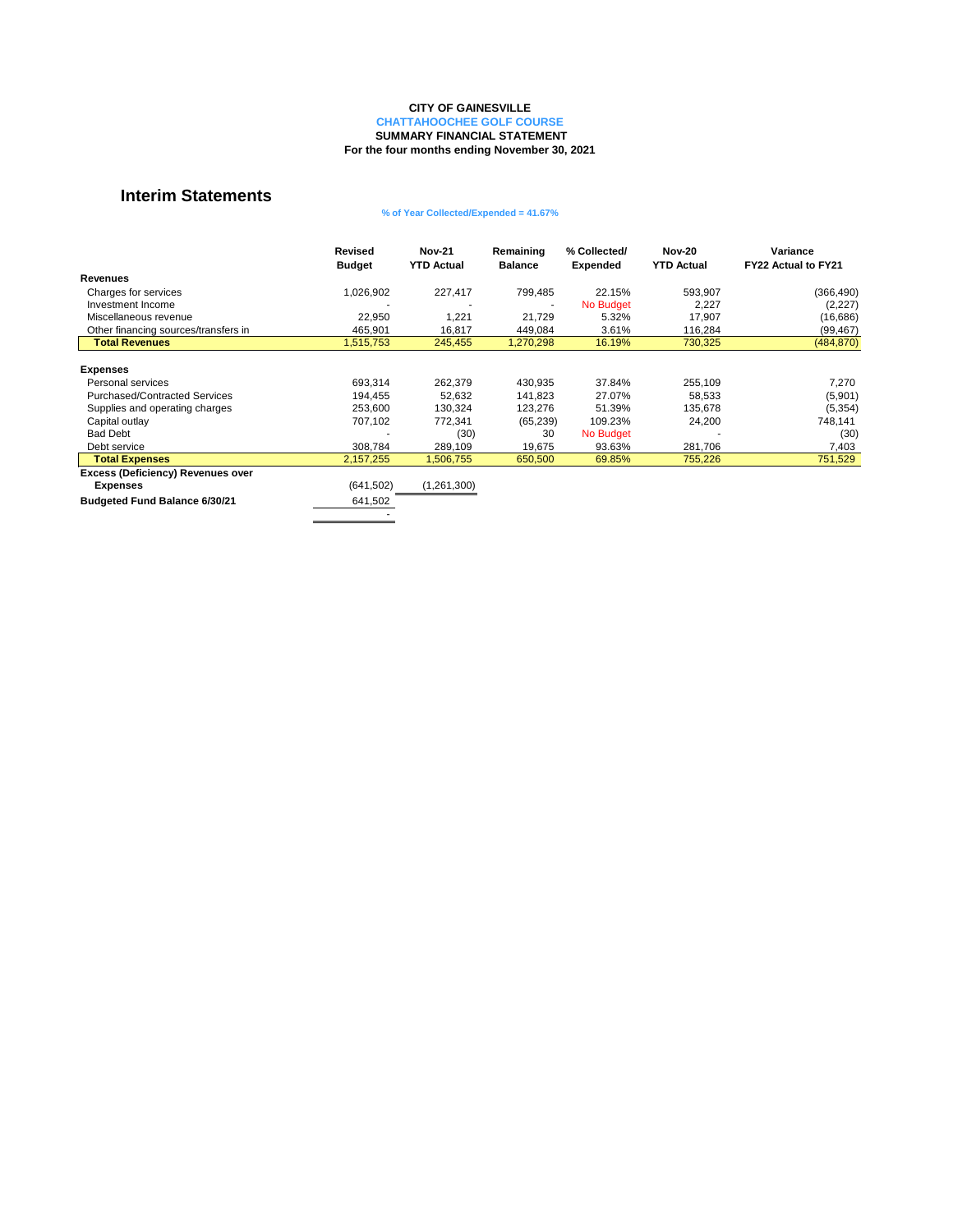**CITY OF GAINESVILLE**
**CHATTAHOOCHEE GOLF COURSE**
**SUMMARY FINANCIAL STATEMENT**
**For the four months ending November 30, 2021**

## Interim Statements

**% of Year Collected/Expended = 41.67%**

| | Revised Budget | Nov-21 YTD Actual | Remaining Balance | % Collected/ Expended | Nov-20 YTD Actual | Variance FY22 Actual to FY21 |
|---|---|---|---|---|---|---|
| **Revenues** | | | | | | |
| Charges for services | 1,026,902 | 227,417 | 799,485 | 22.15% | 593,907 | (366,490) |
| Investment Income | - | - | - | No Budget | 2,227 | (2,227) |
| Miscellaneous revenue | 22,950 | 1,221 | 21,729 | 5.32% | 17,907 | (16,686) |
| Other financing sources/transfers in | 465,901 | 16,817 | 449,084 | 3.61% | 116,284 | (99,467) |
| **Total Revenues** | 1,515,753 | 245,455 | 1,270,298 | 16.19% | 730,325 | (484,870) |
| **Expenses** | | | | | | |
| Personal services | 693,314 | 262,379 | 430,935 | 37.84% | 255,109 | 7,270 |
| Purchased/Contracted Services | 194,455 | 52,632 | 141,823 | 27.07% | 58,533 | (5,901) |
| Supplies and operating charges | 253,600 | 130,324 | 123,276 | 51.39% | 135,678 | (5,354) |
| Capital outlay | 707,102 | 772,341 | (65,239) | 109.23% | 24,200 | 748,141 |
| Bad Debt | - | (30) | 30 | No Budget | - | (30) |
| Debt service | 308,784 | 289,109 | 19,675 | 93.63% | 281,706 | 7,403 |
| **Total Expenses** | 2,157,255 | 1,506,755 | 650,500 | 69.85% | 755,226 | 751,529 |
| **Excess (Deficiency) Revenues over Expenses** | (641,502) | (1,261,300) | | | | |
| **Budgeted Fund Balance 6/30/21** | 641,502 | | | | | |
| | - | | | | | |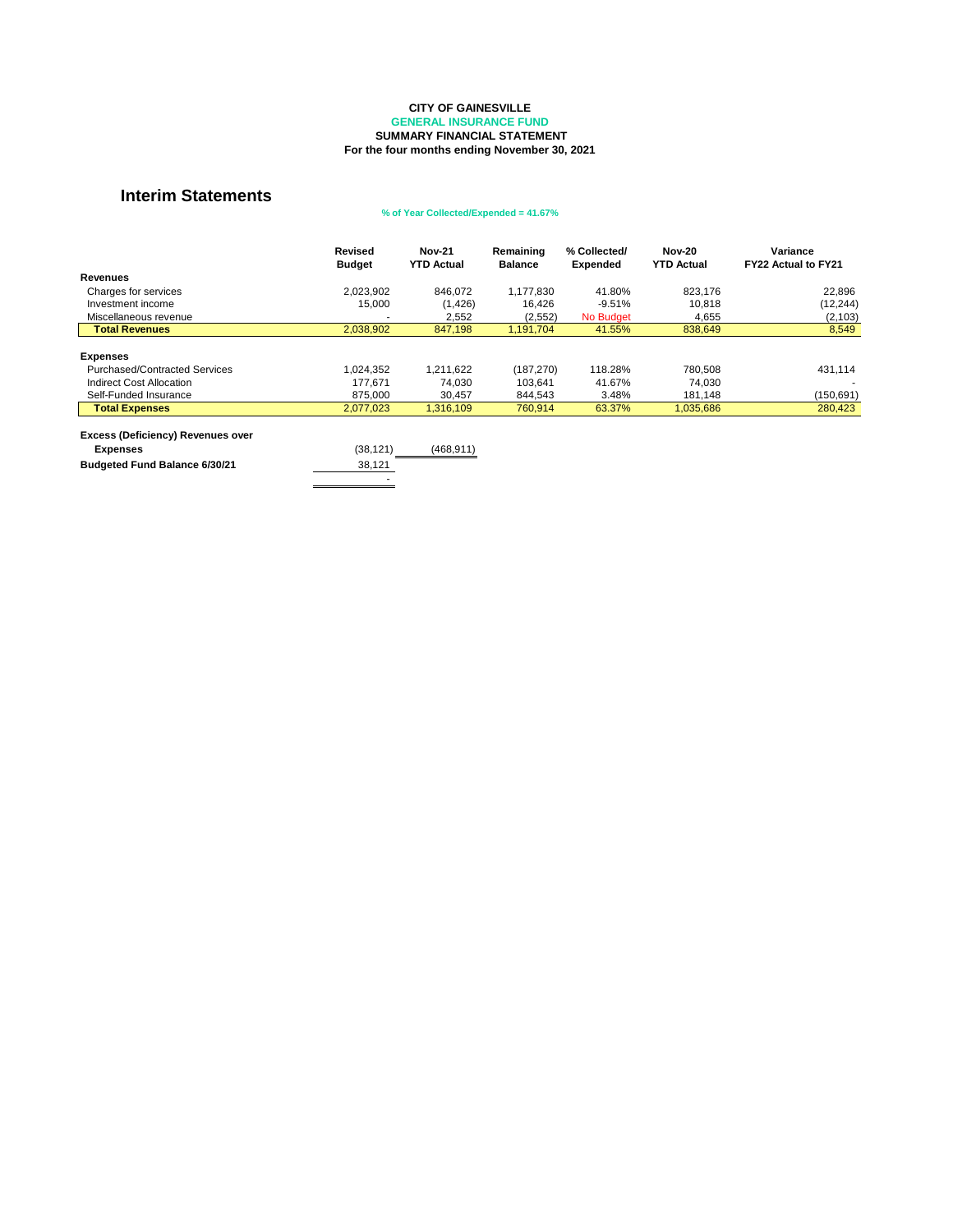**CITY OF GAINESVILLE**
**GENERAL INSURANCE FUND**
**SUMMARY FINANCIAL STATEMENT**
**For the four months ending November 30, 2021**

## Interim Statements

**% of Year Collected/Expended = 41.67%**

| | Revised Budget | Nov-21 YTD Actual | Remaining Balance | % Collected/ Expended | Nov-20 YTD Actual | Variance FY22 Actual to FY21 |
|---|---|---|---|---|---|---|
| **Revenues** | | | | | | |
| Charges for services | 2,023,902 | 846,072 | 1,177,830 | 41.80% | 823,176 | 22,896 |
| Investment income | 15,000 | (1,426) | 16,426 | -9.51% | 10,818 | (12,244) |
| Miscellaneous revenue | - | 2,552 | (2,552) | No Budget | 4,655 | (2,103) |
| **Total Revenues** | 2,038,902 | 847,198 | 1,191,704 | 41.55% | 838,649 | 8,549 |
| | | | | | | |
| **Expenses** | | | | | | |
| Purchased/Contracted Services | 1,024,352 | 1,211,622 | (187,270) | 118.28% | 780,508 | 431,114 |
| Indirect Cost Allocation | 177,671 | 74,030 | 103,641 | 41.67% | 74,030 | - |
| Self-Funded Insurance | 875,000 | 30,457 | 844,543 | 3.48% | 181,148 | (150,691) |
| **Total Expenses** | 2,077,023 | 1,316,109 | 760,914 | 63.37% | 1,035,686 | 280,423 |
| | | | | | | |
| **Excess (Deficiency) Revenues over Expenses** | (38,121) | (468,911) | | | | |
| **Budgeted Fund Balance 6/30/21** | 38,121 | | | | | |
| | - | | | | | |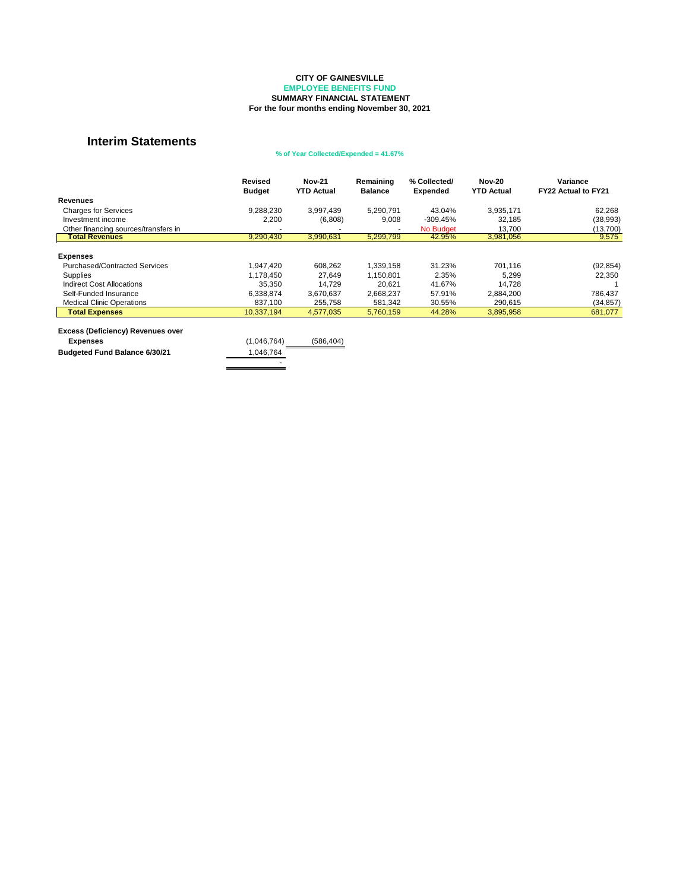**CITY OF GAINESVILLE**
**EMPLOYEE BENEFITS FUND**
**SUMMARY FINANCIAL STATEMENT**
**For the four months ending November 30, 2021**

## Interim Statements

**% of Year Collected/Expended = 41.67%**

| | Revised Budget | Nov-21 YTD Actual | Remaining Balance | % Collected/ Expended | Nov-20 YTD Actual | Variance FY22 Actual to FY21 |
|---|---|---|---|---|---|---|
| **Revenues** | | | | | | |
| Charges for Services | 9,288,230 | 3,997,439 | 5,290,791 | 43.04% | 3,935,171 | 62,268 |
| Investment income | 2,200 | (6,808) | 9,008 | -309.45% | 32,185 | (38,993) |
| Other financing sources/transfers in | - | - | - | No Budget | 13,700 | (13,700) |
| **Total Revenues** | 9,290,430 | 3,990,631 | 5,299,799 | 42.95% | 3,981,056 | 9,575 |
| | | | | | | |
| **Expenses** | | | | | | |
| Purchased/Contracted Services | 1,947,420 | 608,262 | 1,339,158 | 31.23% | 701,116 | (92,854) |
| Supplies | 1,178,450 | 27,649 | 1,150,801 | 2.35% | 5,299 | 22,350 |
| Indirect Cost Allocations | 35,350 | 14,729 | 20,621 | 41.67% | 14,728 | 1 |
| Self-Funded Insurance | 6,338,874 | 3,670,637 | 2,668,237 | 57.91% | 2,884,200 | 786,437 |
| Medical Clinic Operations | 837,100 | 255,758 | 581,342 | 30.55% | 290,615 | (34,857) |
| **Total Expenses** | 10,337,194 | 4,577,035 | 5,760,159 | 44.28% | 3,895,958 | 681,077 |
| | | | | | | |
| **Excess (Deficiency) Revenues over Expenses** | (1,046,764) | (586,404) | | | | |
| **Budgeted Fund Balance 6/30/21** | 1,046,764 | | | | | |
| | - | | | | | |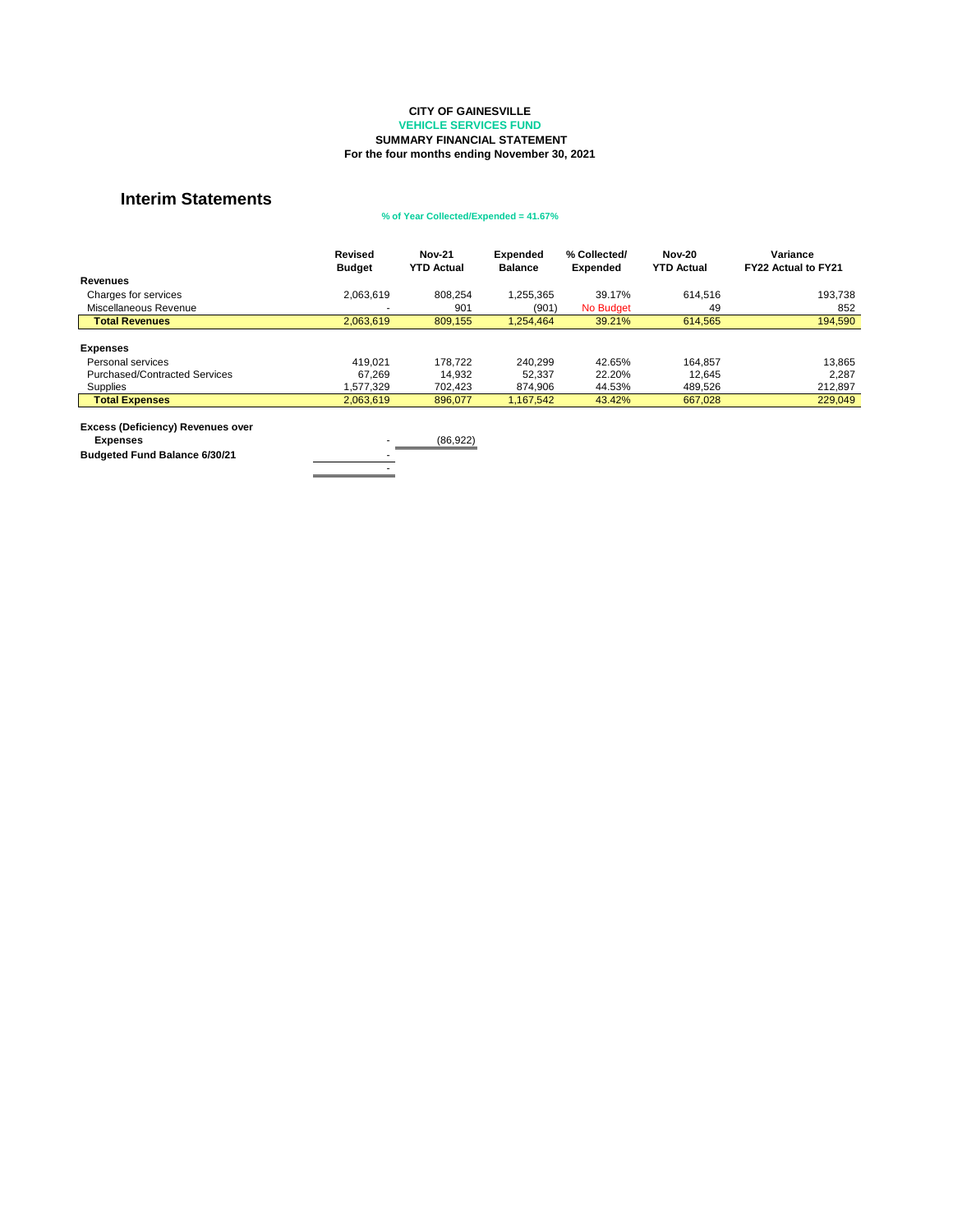**CITY OF GAINESVILLE**
**VEHICLE SERVICES FUND**
**SUMMARY FINANCIAL STATEMENT**
**For the four months ending November 30, 2021**

## Interim Statements

**% of Year Collected/Expended = 41.67%**

| | Revised Budget | Nov-21 YTD Actual | Expended Balance | % Collected/ Expended | Nov-20 YTD Actual | Variance FY22 Actual to FY21 |
|---|---|---|---|---|---|---|
| **Revenues** | | | | | | |
| Charges for services | 2,063,619 | 808,254 | 1,255,365 | 39.17% | 614,516 | 193,738 |
| Miscellaneous Revenue | - | 901 | (901) | No Budget | 49 | 852 |
| **Total Revenues** | 2,063,619 | 809,155 | 1,254,464 | 39.21% | 614,565 | 194,590 |
| | | | | | | |
| **Expenses** | | | | | | |
| Personal services | 419,021 | 178,722 | 240,299 | 42.65% | 164,857 | 13,865 |
| Purchased/Contracted Services | 67,269 | 14,932 | 52,337 | 22.20% | 12,645 | 2,287 |
| Supplies | 1,577,329 | 702,423 | 874,906 | 44.53% | 489,526 | 212,897 |
| **Total Expenses** | 2,063,619 | 896,077 | 1,167,542 | 43.42% | 667,028 | 229,049 |
| | | | | | | |
| **Excess (Deficiency) Revenues over Expenses** | - | (86,922) | | | | |
| **Budgeted Fund Balance 6/30/21** | - | | | | | |
| | - | | | | | |